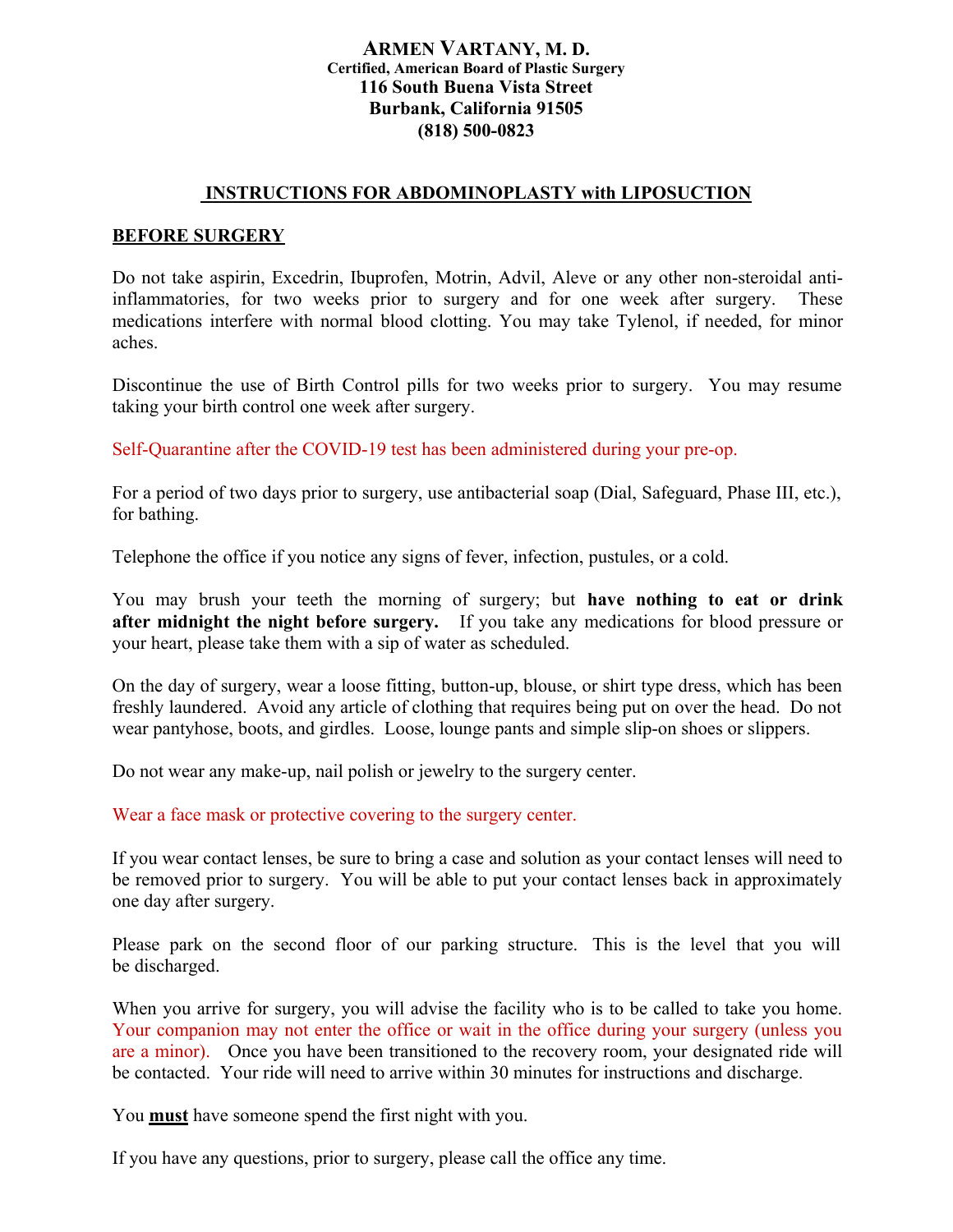# ARMEN VARTANY, M. D.

**Certified, American Board of Plastic Surgery**
**116 South Buena Vista Street**
**Burbank, California 91505**
**(818) 500-0823**

## INSTRUCTIONS FOR ABDOMINOPLASTY with LIPOSUCTION

### BEFORE SURGERY

Do not take aspirin, Excedrin, Ibuprofen, Motrin, Advil, Aleve or any other non-steroidal anti-inflammatories, for two weeks prior to surgery and for one week after surgery. These medications interfere with normal blood clotting. You may take Tylenol, if needed, for minor aches.

Discontinue the use of Birth Control pills for two weeks prior to surgery. You may resume taking your birth control one week after surgery.

Self-Quarantine after the COVID-19 test has been administered during your pre-op.

For a period of two days prior to surgery, use antibacterial soap (Dial, Safeguard, Phase III, etc.), for bathing.

Telephone the office if you notice any signs of fever, infection, pustules, or a cold.

You may brush your teeth the morning of surgery; but **have nothing to eat or drink after midnight the night before surgery.** If you take any medications for blood pressure or your heart, please take them with a sip of water as scheduled.

On the day of surgery, wear a loose fitting, button-up, blouse, or shirt type dress, which has been freshly laundered. Avoid any article of clothing that requires being put on over the head. Do not wear pantyhose, boots, and girdles. Loose, lounge pants and simple slip-on shoes or slippers.

Do not wear any make-up, nail polish or jewelry to the surgery center.

Wear a face mask or protective covering to the surgery center.

If you wear contact lenses, be sure to bring a case and solution as your contact lenses will need to be removed prior to surgery. You will be able to put your contact lenses back in approximately one day after surgery.

Please park on the second floor of our parking structure. This is the level that you will be discharged.

When you arrive for surgery, you will advise the facility who is to be called to take you home. Your companion may not enter the office or wait in the office during your surgery (unless you are a minor). Once you have been transitioned to the recovery room, your designated ride will be contacted. Your ride will need to arrive within 30 minutes for instructions and discharge.

You **must** have someone spend the first night with you.

If you have any questions, prior to surgery, please call the office any time.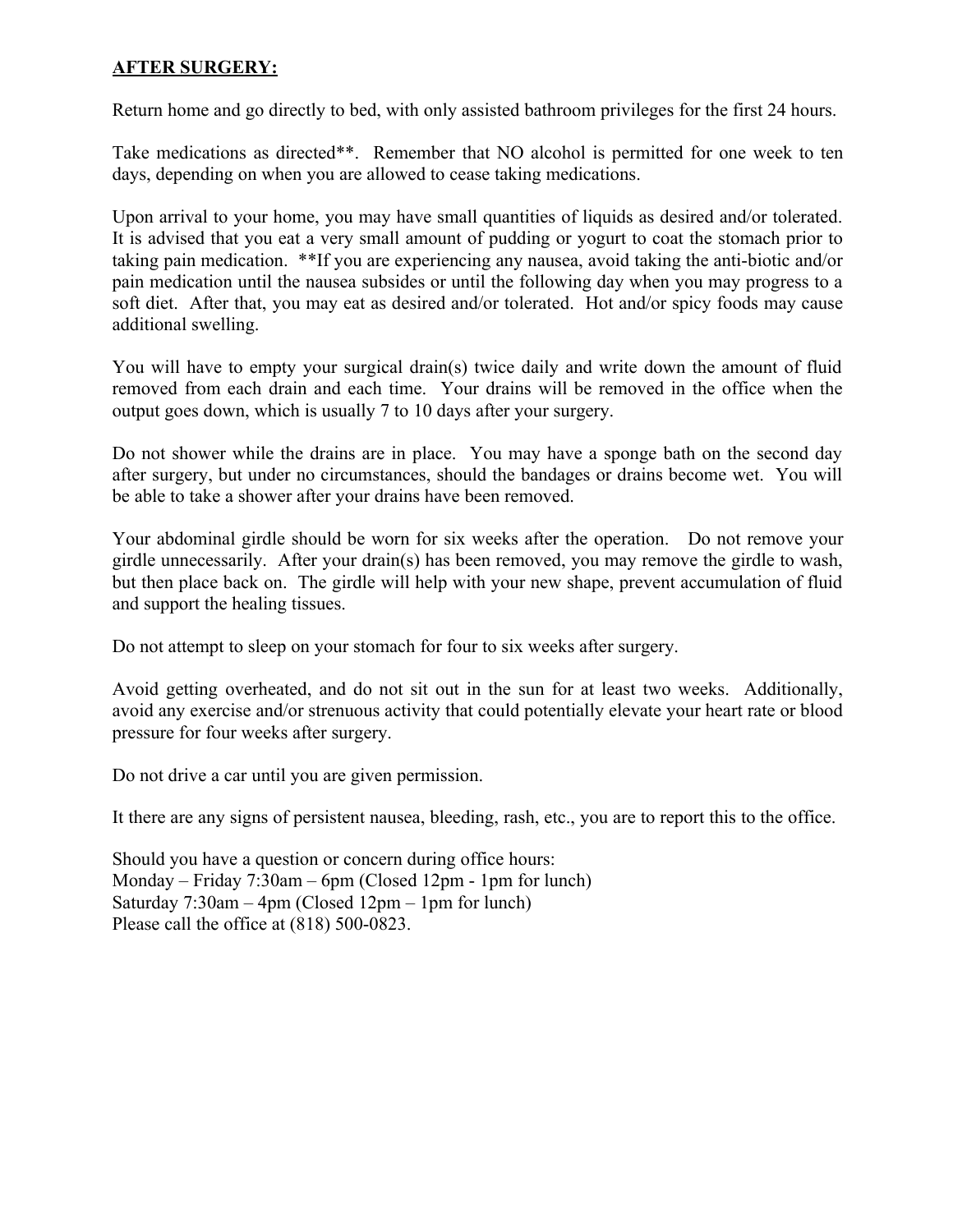**AFTER SURGERY:**

Return home and go directly to bed, with only assisted bathroom privileges for the first 24 hours.

Take medications as directed**. Remember that NO alcohol is permitted for one week to ten days, depending on when you are allowed to cease taking medications.

Upon arrival to your home, you may have small quantities of liquids as desired and/or tolerated. It is advised that you eat a very small amount of pudding or yogurt to coat the stomach prior to taking pain medication. **If you are experiencing any nausea, avoid taking the anti-biotic and/or pain medication until the nausea subsides or until the following day when you may progress to a soft diet. After that, you may eat as desired and/or tolerated. Hot and/or spicy foods may cause additional swelling.

You will have to empty your surgical drain(s) twice daily and write down the amount of fluid removed from each drain and each time. Your drains will be removed in the office when the output goes down, which is usually 7 to 10 days after your surgery.

Do not shower while the drains are in place. You may have a sponge bath on the second day after surgery, but under no circumstances, should the bandages or drains become wet. You will be able to take a shower after your drains have been removed.

Your abdominal girdle should be worn for six weeks after the operation. Do not remove your girdle unnecessarily. After your drain(s) has been removed, you may remove the girdle to wash, but then place back on. The girdle will help with your new shape, prevent accumulation of fluid and support the healing tissues.

Do not attempt to sleep on your stomach for four to six weeks after surgery.

Avoid getting overheated, and do not sit out in the sun for at least two weeks. Additionally, avoid any exercise and/or strenuous activity that could potentially elevate your heart rate or blood pressure for four weeks after surgery.

Do not drive a car until you are given permission.

It there are any signs of persistent nausea, bleeding, rash, etc., you are to report this to the office.

Should you have a question or concern during office hours:
Monday – Friday 7:30am – 6pm (Closed 12pm - 1pm for lunch)
Saturday 7:30am – 4pm (Closed 12pm – 1pm for lunch)
Please call the office at (818) 500-0823.